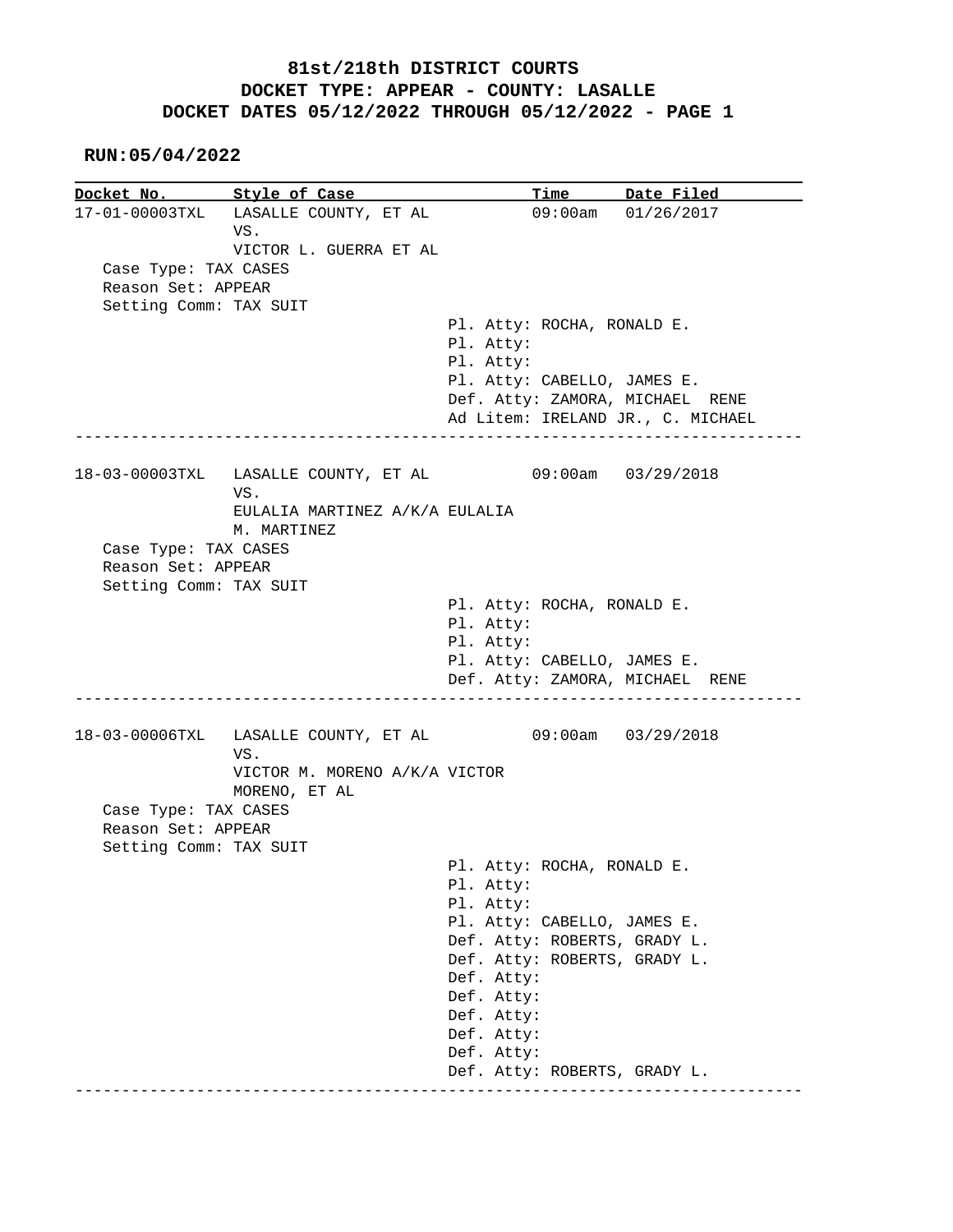# 81st/218th DISTRICT COURTS
## DOCKET TYPE: APPEAR - COUNTY: LASALLE
## DOCKET DATES 05/12/2022 THROUGH 05/12/2022 - PAGE 1

**RUN:05/04/2022**

| Docket No. | Style of Case | Time | Date Filed |
|---|---|---|---|
| 17-01-00003TXL | LASALLE COUNTY, ET AL VS. VICTOR L. GUERRA ET AL | 09:00am | 01/26/2017 |

Case Type: TAX CASES
Reason Set: APPEAR
Setting Comm: TAX SUIT

Pl. Atty: ROCHA, RONALD E.
Pl. Atty:
Pl. Atty:
Pl. Atty: CABELLO, JAMES E.
Def. Atty: ZAMORA, MICHAEL RENE
Ad Litem: IRELAND JR., C. MICHAEL

---

| Docket No. | Style of Case | Time | Date Filed |
|---|---|---|---|
| 18-03-00003TXL | LASALLE COUNTY, ET AL VS. EULALIA MARTINEZ A/K/A EULALIA M. MARTINEZ | 09:00am | 03/29/2018 |

Case Type: TAX CASES
Reason Set: APPEAR
Setting Comm: TAX SUIT

Pl. Atty: ROCHA, RONALD E.
Pl. Atty:
Pl. Atty:
Pl. Atty: CABELLO, JAMES E.
Def. Atty: ZAMORA, MICHAEL RENE

---

| Docket No. | Style of Case | Time | Date Filed |
|---|---|---|---|
| 18-03-00006TXL | LASALLE COUNTY, ET AL VS. VICTOR M. MORENO A/K/A VICTOR MORENO, ET AL | 09:00am | 03/29/2018 |

Case Type: TAX CASES
Reason Set: APPEAR
Setting Comm: TAX SUIT

Pl. Atty: ROCHA, RONALD E.
Pl. Atty:
Pl. Atty:
Pl. Atty: CABELLO, JAMES E.
Def. Atty: ROBERTS, GRADY L.
Def. Atty: ROBERTS, GRADY L.
Def. Atty:
Def. Atty:
Def. Atty:
Def. Atty:
Def. Atty:
Def. Atty: ROBERTS, GRADY L.

---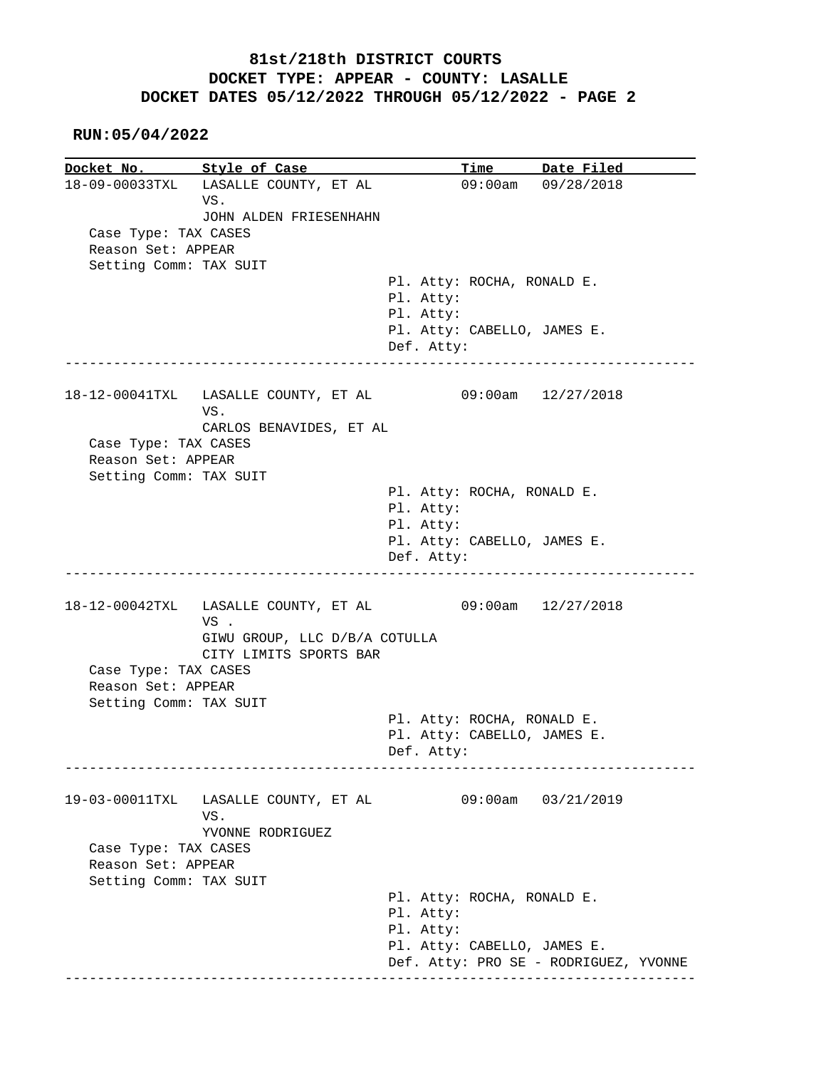# 81st/218th DISTRICT COURTS
## DOCKET TYPE: APPEAR - COUNTY: LASALLE
## DOCKET DATES 05/12/2022 THROUGH 05/12/2022 - PAGE 2

**RUN:05/04/2022**

| Docket No. | Style of Case | Time | Date Filed |
|---|---|---|---|

```
18-09-00033TXL   LASALLE COUNTY, ET AL            09:00am   09/28/2018
                 VS.
                 JOHN ALDEN FRIESENHAHN
   Case Type: TAX CASES
   Reason Set: APPEAR
   Setting Comm: TAX SUIT
                                    Pl. Atty: ROCHA, RONALD E.
                                    Pl. Atty:
                                    Pl. Atty:
                                    Pl. Atty: CABELLO, JAMES E.
                                    Def. Atty:
------------------------------------------------------------------------------

18-12-00041TXL   LASALLE COUNTY, ET AL            09:00am   12/27/2018
                 VS.
                 CARLOS BENAVIDES, ET AL
   Case Type: TAX CASES
   Reason Set: APPEAR
   Setting Comm: TAX SUIT
                                    Pl. Atty: ROCHA, RONALD E.
                                    Pl. Atty:
                                    Pl. Atty:
                                    Pl. Atty: CABELLO, JAMES E.
                                    Def. Atty:
------------------------------------------------------------------------------

18-12-00042TXL   LASALLE COUNTY, ET AL            09:00am   12/27/2018
                 VS .
                 GIWU GROUP, LLC D/B/A COTULLA
                 CITY LIMITS SPORTS BAR
   Case Type: TAX CASES
   Reason Set: APPEAR
   Setting Comm: TAX SUIT
                                    Pl. Atty: ROCHA, RONALD E.
                                    Pl. Atty: CABELLO, JAMES E.
                                    Def. Atty:
------------------------------------------------------------------------------

19-03-00011TXL   LASALLE COUNTY, ET AL            09:00am   03/21/2019
                 VS.
                 YVONNE RODRIGUEZ
   Case Type: TAX CASES
   Reason Set: APPEAR
   Setting Comm: TAX SUIT
                                    Pl. Atty: ROCHA, RONALD E.
                                    Pl. Atty:
                                    Pl. Atty:
                                    Pl. Atty: CABELLO, JAMES E.
                                    Def. Atty: PRO SE - RODRIGUEZ, YVONNE
------------------------------------------------------------------------------
```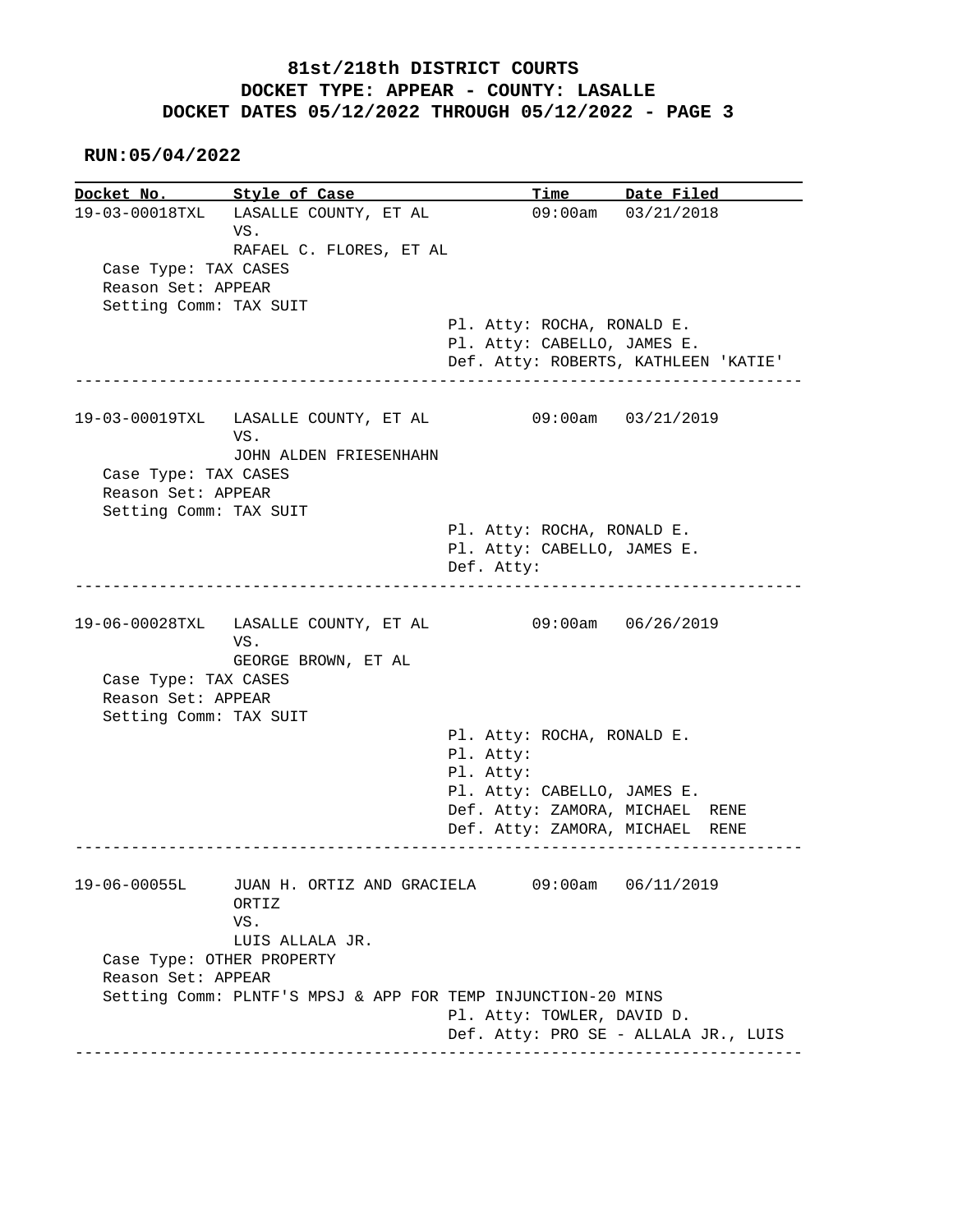# 81st/218th DISTRICT COURTS
## DOCKET TYPE: APPEAR - COUNTY: LASALLE
## DOCKET DATES 05/12/2022 THROUGH 05/12/2022 - PAGE 3

**RUN:05/04/2022**

| Docket No. | Style of Case | Time | Date Filed |
|---|---|---|---|
| 19-03-00018TXL | LASALLE COUNTY, ET AL VS. RAFAEL C. FLORES, ET AL | 09:00am | 03/21/2018 |

Case Type: TAX CASES
Reason Set: APPEAR
Setting Comm: TAX SUIT

Pl. Atty: ROCHA, RONALD E.
Pl. Atty: CABELLO, JAMES E.
Def. Atty: ROBERTS, KATHLEEN 'KATIE'

---

| Docket No. | Style of Case | Time | Date Filed |
|---|---|---|---|
| 19-03-00019TXL | LASALLE COUNTY, ET AL VS. JOHN ALDEN FRIESENHAHN | 09:00am | 03/21/2019 |

Case Type: TAX CASES
Reason Set: APPEAR
Setting Comm: TAX SUIT

Pl. Atty: ROCHA, RONALD E.
Pl. Atty: CABELLO, JAMES E.
Def. Atty:

---

| Docket No. | Style of Case | Time | Date Filed |
|---|---|---|---|
| 19-06-00028TXL | LASALLE COUNTY, ET AL VS. GEORGE BROWN, ET AL | 09:00am | 06/26/2019 |

Case Type: TAX CASES
Reason Set: APPEAR
Setting Comm: TAX SUIT

Pl. Atty: ROCHA, RONALD E.
Pl. Atty:
Pl. Atty:
Pl. Atty: CABELLO, JAMES E.
Def. Atty: ZAMORA, MICHAEL RENE
Def. Atty: ZAMORA, MICHAEL RENE

---

| Docket No. | Style of Case | Time | Date Filed |
|---|---|---|---|
| 19-06-00055L | JUAN H. ORTIZ AND GRACIELA ORTIZ VS. LUIS ALLALA JR. | 09:00am | 06/11/2019 |

Case Type: OTHER PROPERTY
Reason Set: APPEAR
Setting Comm: PLNTF'S MPSJ & APP FOR TEMP INJUNCTION-20 MINS

Pl. Atty: TOWLER, DAVID D.
Def. Atty: PRO SE - ALLALA JR., LUIS

---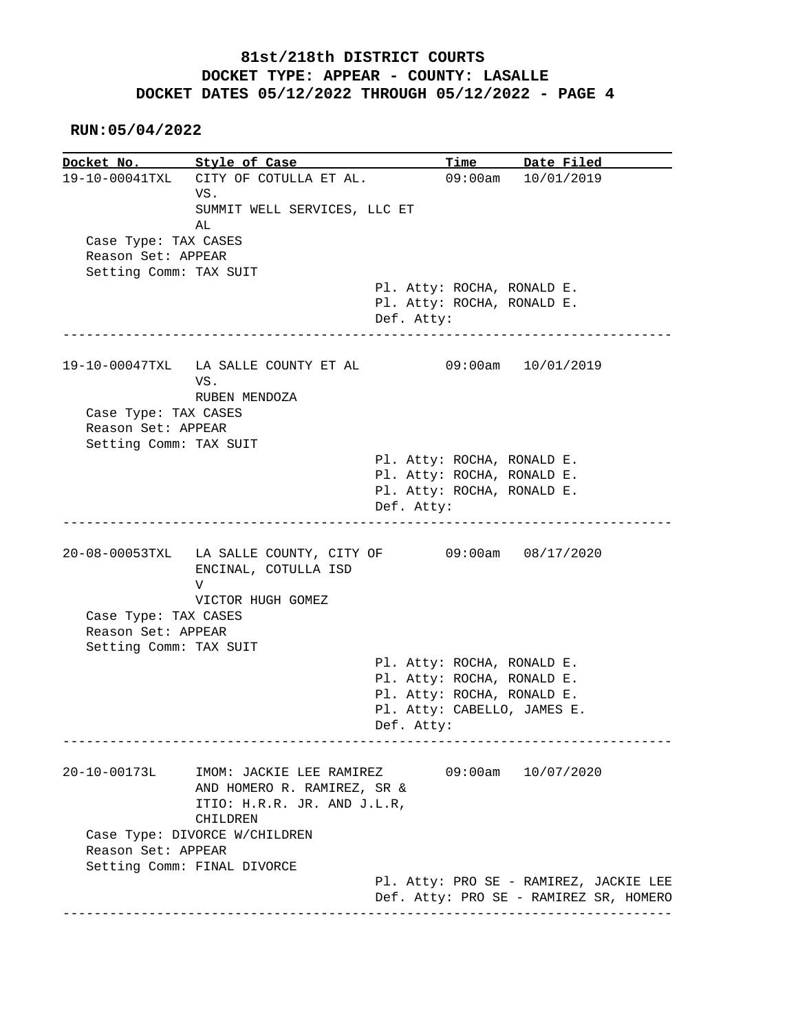# 81st/218th DISTRICT COURTS
## DOCKET TYPE: APPEAR - COUNTY: LASALLE
## DOCKET DATES 05/12/2022 THROUGH 05/12/2022 - PAGE 4

**RUN:05/04/2022**

| Docket No. | Style of Case | Time | Date Filed |
|---|---|---|---|
| 19-10-00041TXL | CITY OF COTULLA ET AL. VS. SUMMIT WELL SERVICES, LLC ET AL | 09:00am | 10/01/2019 |

Case Type: TAX CASES
Reason Set: APPEAR
Setting Comm: TAX SUIT

Pl. Atty: ROCHA, RONALD E.
Pl. Atty: ROCHA, RONALD E.
Def. Atty:

---

| Docket No. | Style of Case | Time | Date Filed |
|---|---|---|---|
| 19-10-00047TXL | LA SALLE COUNTY ET AL VS. RUBEN MENDOZA | 09:00am | 10/01/2019 |

Case Type: TAX CASES
Reason Set: APPEAR
Setting Comm: TAX SUIT

Pl. Atty: ROCHA, RONALD E.
Pl. Atty: ROCHA, RONALD E.
Pl. Atty: ROCHA, RONALD E.
Def. Atty:

---

| Docket No. | Style of Case | Time | Date Filed |
|---|---|---|---|
| 20-08-00053TXL | LA SALLE COUNTY, CITY OF ENCINAL, COTULLA ISD V VICTOR HUGH GOMEZ | 09:00am | 08/17/2020 |

Case Type: TAX CASES
Reason Set: APPEAR
Setting Comm: TAX SUIT

Pl. Atty: ROCHA, RONALD E.
Pl. Atty: ROCHA, RONALD E.
Pl. Atty: ROCHA, RONALD E.
Pl. Atty: CABELLO, JAMES E.
Def. Atty:

---

| Docket No. | Style of Case | Time | Date Filed |
|---|---|---|---|
| 20-10-00173L | IMOM: JACKIE LEE RAMIREZ AND HOMERO R. RAMIREZ, SR & ITIO: H.R.R. JR. AND J.L.R, CHILDREN | 09:00am | 10/07/2020 |

Case Type: DIVORCE W/CHILDREN
Reason Set: APPEAR
Setting Comm: FINAL DIVORCE

Pl. Atty: PRO SE - RAMIREZ, JACKIE LEE
Def. Atty: PRO SE - RAMIREZ SR, HOMERO

---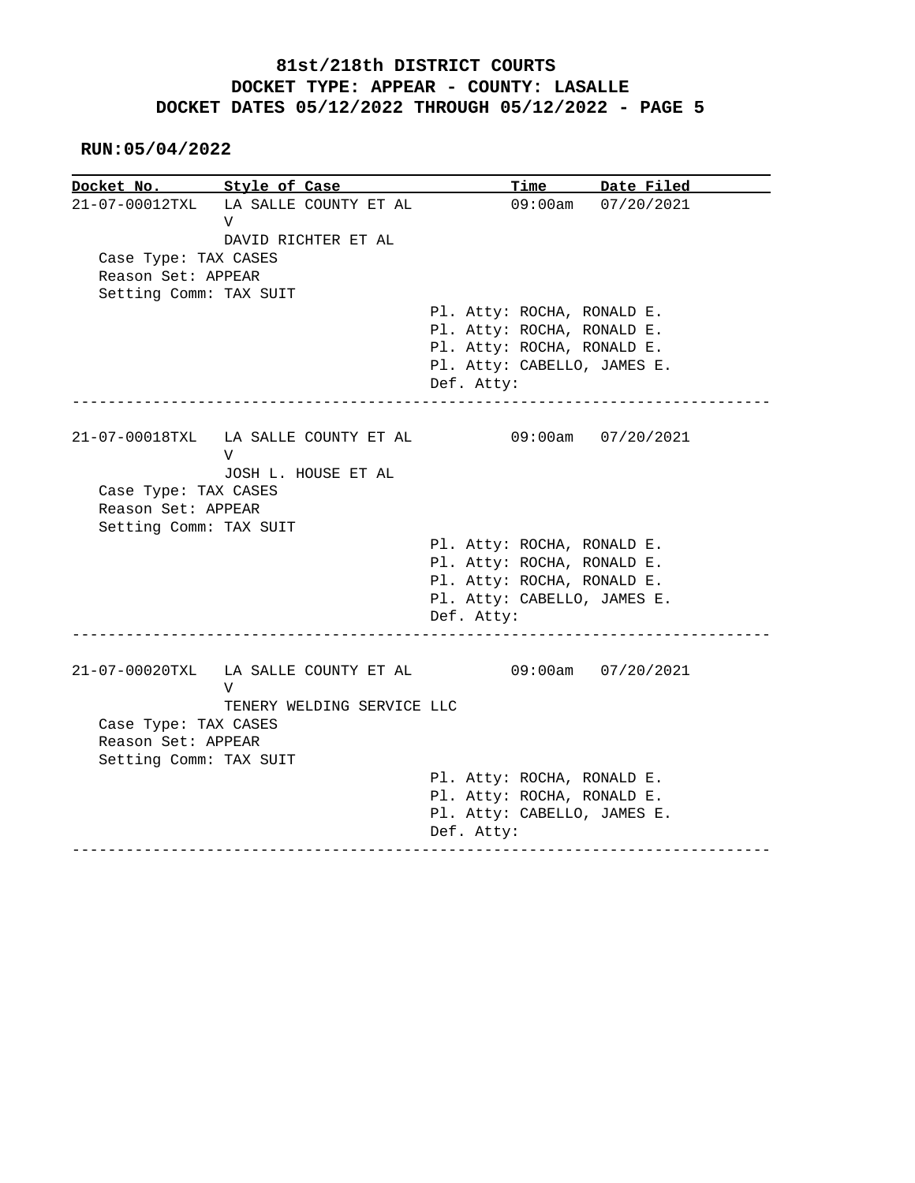# 81st/218th DISTRICT COURTS
## DOCKET TYPE: APPEAR - COUNTY: LASALLE
## DOCKET DATES 05/12/2022 THROUGH 05/12/2022 - PAGE 5

**RUN:05/04/2022**

| Docket No. | Style of Case | Time | Date Filed |
|---|---|---|---|
| 21-07-00012TXL | LA SALLE COUNTY ET AL V DAVID RICHTER ET AL | 09:00am | 07/20/2021 |

Case Type: TAX CASES
Reason Set: APPEAR
Setting Comm: TAX SUIT

Pl. Atty: ROCHA, RONALD E.
Pl. Atty: ROCHA, RONALD E.
Pl. Atty: ROCHA, RONALD E.
Pl. Atty: CABELLO, JAMES E.
Def. Atty:

---

| Docket No. | Style of Case | Time | Date Filed |
|---|---|---|---|
| 21-07-00018TXL | LA SALLE COUNTY ET AL V JOSH L. HOUSE ET AL | 09:00am | 07/20/2021 |

Case Type: TAX CASES
Reason Set: APPEAR
Setting Comm: TAX SUIT

Pl. Atty: ROCHA, RONALD E.
Pl. Atty: ROCHA, RONALD E.
Pl. Atty: ROCHA, RONALD E.
Pl. Atty: CABELLO, JAMES E.
Def. Atty:

---

| Docket No. | Style of Case | Time | Date Filed |
|---|---|---|---|
| 21-07-00020TXL | LA SALLE COUNTY ET AL V TENERY WELDING SERVICE LLC | 09:00am | 07/20/2021 |

Case Type: TAX CASES
Reason Set: APPEAR
Setting Comm: TAX SUIT

Pl. Atty: ROCHA, RONALD E.
Pl. Atty: ROCHA, RONALD E.
Pl. Atty: CABELLO, JAMES E.
Def. Atty:

---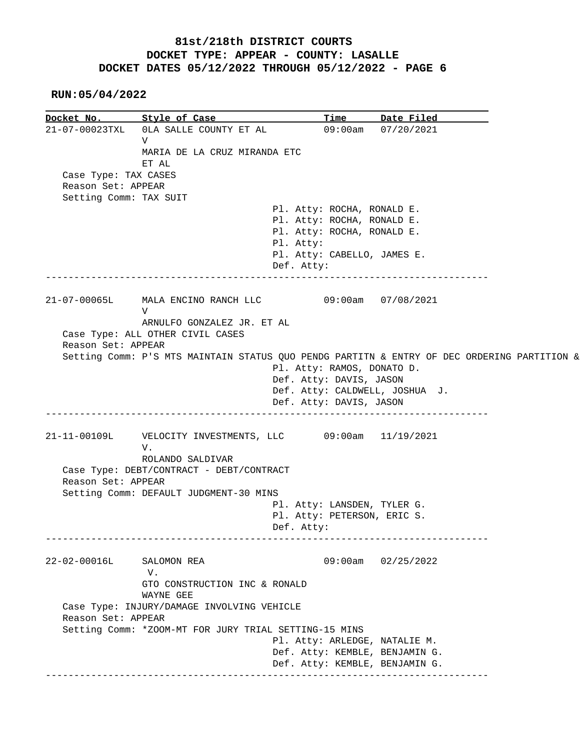**81st/218th DISTRICT COURTS**
**DOCKET TYPE: APPEAR - COUNTY: LASALLE**
**DOCKET DATES 05/12/2022 THROUGH 05/12/2022 - PAGE 6**

**RUN:05/04/2022**

```
Docket No.        Style of Case                      Time       Date Filed
21-07-00023TXL    0LA SALLE COUNTY ET AL             09:00am    07/20/2021
                  V
                  MARIA DE LA CRUZ MIRANDA ETC
                  ET AL
   Case Type: TAX CASES
   Reason Set: APPEAR
   Setting Comm: TAX SUIT
                                     Pl. Atty: ROCHA, RONALD E.
                                     Pl. Atty: ROCHA, RONALD E.
                                     Pl. Atty: ROCHA, RONALD E.
                                     Pl. Atty:
                                     Pl. Atty: CABELLO, JAMES E.
                                     Def. Atty:
---------------------------------------------------------------------------

21-07-00065L      MALA ENCINO RANCH LLC              09:00am    07/08/2021
                  V
                  ARNULFO GONZALEZ JR. ET AL
   Case Type: ALL OTHER CIVIL CASES
   Reason Set: APPEAR
   Setting Comm: P'S MTS MAINTAIN STATUS QUO PENDG PARTITN & ENTRY OF DEC ORDERING PARTITION &
                                     Pl. Atty: RAMOS, DONATO D.
                                     Def. Atty: DAVIS, JASON
                                     Def. Atty: CALDWELL, JOSHUA  J.
                                     Def. Atty: DAVIS, JASON
---------------------------------------------------------------------------

21-11-00109L      VELOCITY INVESTMENTS, LLC          09:00am    11/19/2021
                  V.
                  ROLANDO SALDIVAR
   Case Type: DEBT/CONTRACT - DEBT/CONTRACT
   Reason Set: APPEAR
   Setting Comm: DEFAULT JUDGMENT-30 MINS
                                     Pl. Atty: LANSDEN, TYLER G.
                                     Pl. Atty: PETERSON, ERIC S.
                                     Def. Atty:
---------------------------------------------------------------------------

22-02-00016L      SALOMON REA                        09:00am    02/25/2022
                   V.
                  GTO CONSTRUCTION INC & RONALD
                  WAYNE GEE
   Case Type: INJURY/DAMAGE INVOLVING VEHICLE
   Reason Set: APPEAR
   Setting Comm: *ZOOM-MT FOR JURY TRIAL SETTING-15 MINS
                                     Pl. Atty: ARLEDGE, NATALIE M.
                                     Def. Atty: KEMBLE, BENJAMIN G.
                                     Def. Atty: KEMBLE, BENJAMIN G.
---------------------------------------------------------------------------
```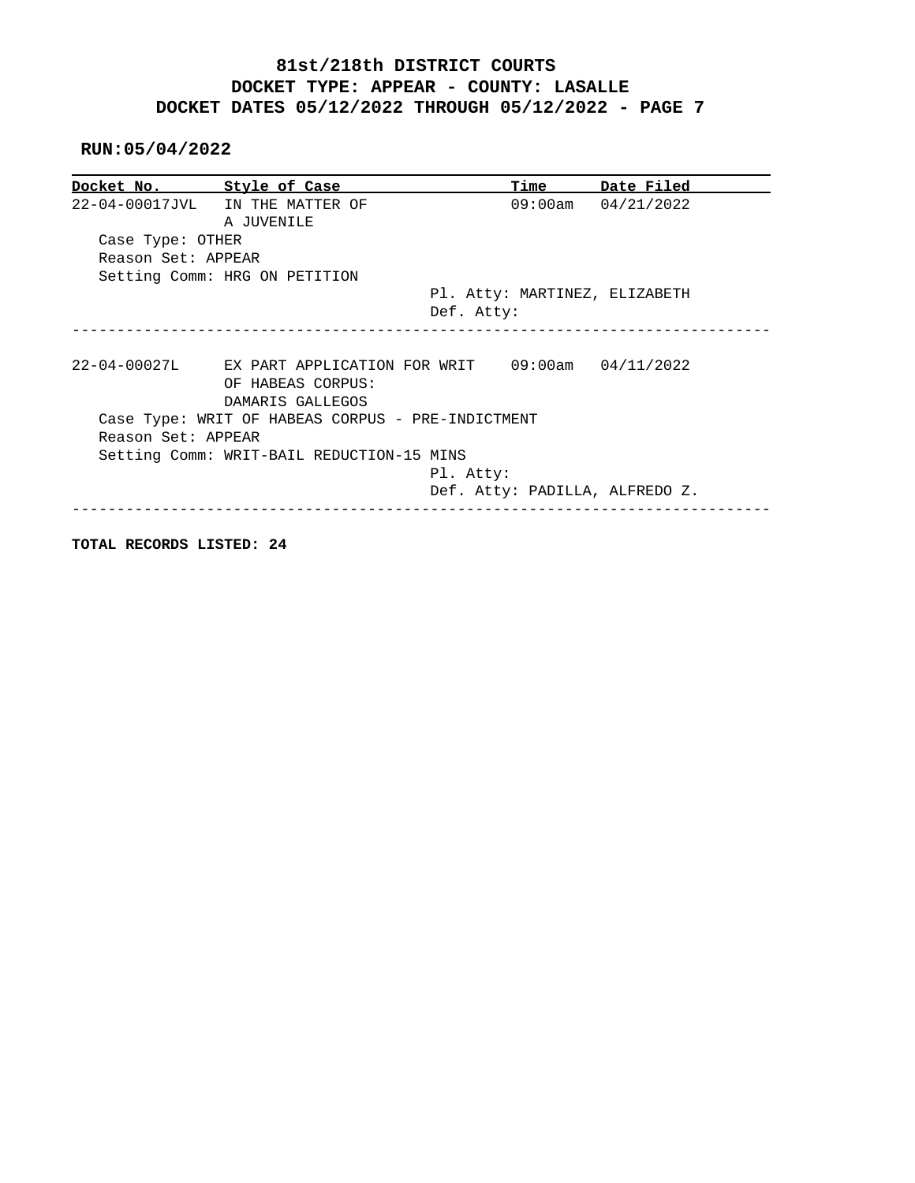**81st/218th DISTRICT COURTS**
**DOCKET TYPE: APPEAR - COUNTY: LASALLE**
**DOCKET DATES 05/12/2022 THROUGH 05/12/2022 - PAGE 7**

**RUN:05/04/2022**

| Docket No. | Style of Case | Time | Date Filed |
|---|---|---|---|
| 22-04-00017JVL | IN THE MATTER OF A JUVENILE | 09:00am | 04/21/2022 |

Case Type: OTHER
Reason Set: APPEAR
Setting Comm: HRG ON PETITION
Pl. Atty: MARTINEZ, ELIZABETH
Def. Atty:

---

| Docket No. | Style of Case | Time | Date Filed |
|---|---|---|---|
| 22-04-00027L | EX PART APPLICATION FOR WRIT OF HABEAS CORPUS: DAMARIS GALLEGOS | 09:00am | 04/11/2022 |

Case Type: WRIT OF HABEAS CORPUS - PRE-INDICTMENT
Reason Set: APPEAR
Setting Comm: WRIT-BAIL REDUCTION-15 MINS
Pl. Atty:
Def. Atty: PADILLA, ALFREDO Z.

---

**TOTAL RECORDS LISTED: 24**